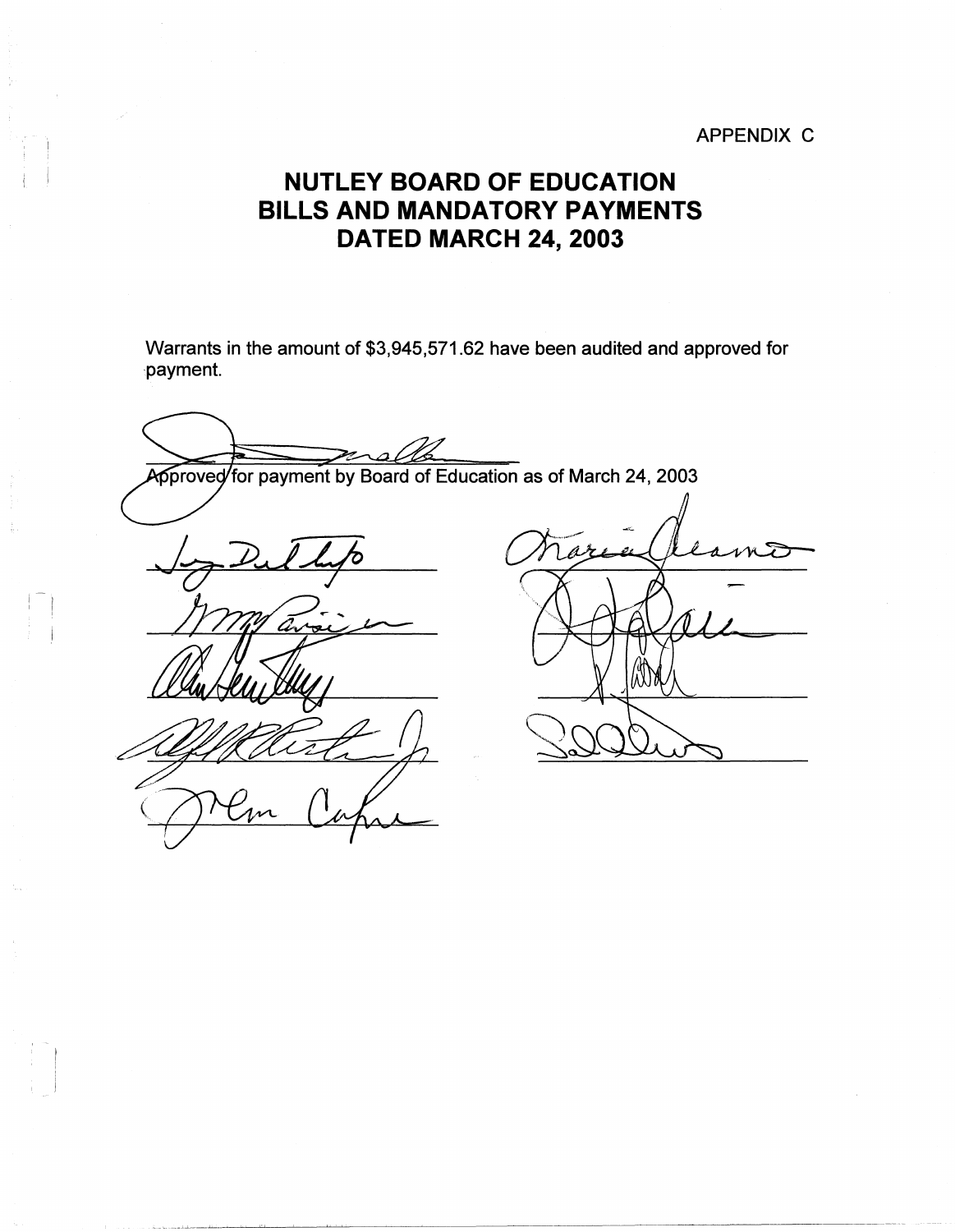APPENDIX C

# NUTLEY BOARD OF EDUCATION
# BILLS AND MANDATORY PAYMENTS
# DATED MARCH 24, 2003

Warrants in the amount of $3,945,571.62 have been audited and approved for payment.

Approved for payment by Board of Education as of March 24, 2003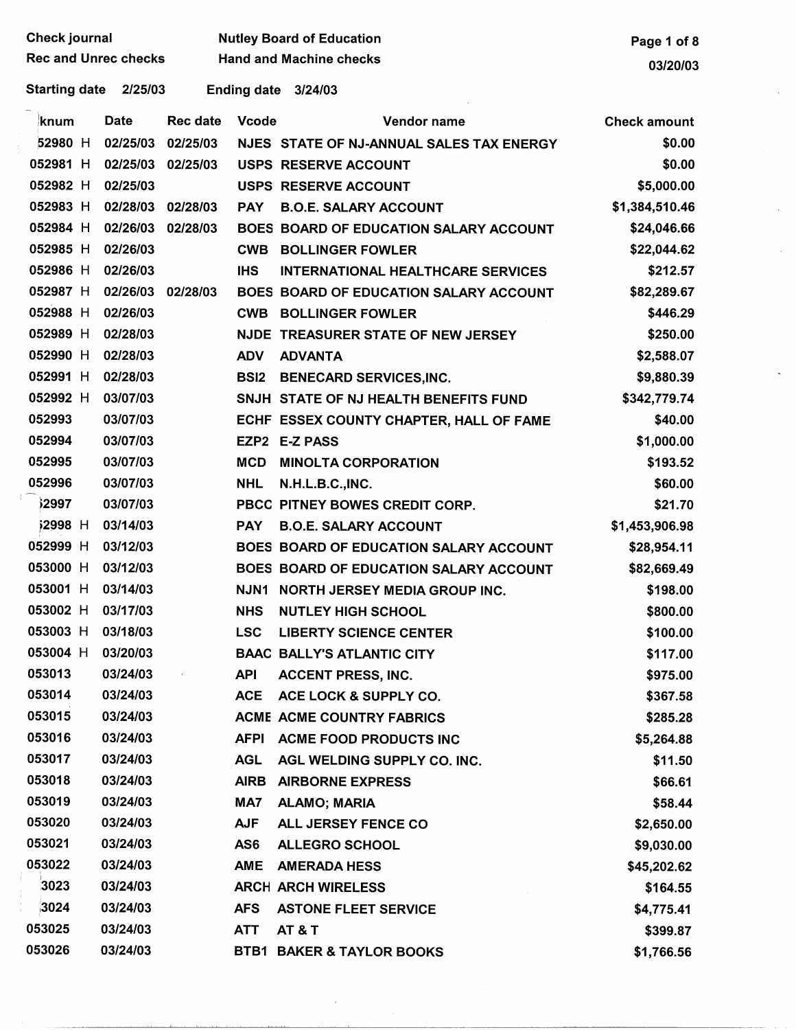Check journal
Rec and Unrec checks

Nutley Board of Education
Hand and Machine checks

03/20/03

Starting date 2/25/03 Ending date 3/24/03

| knum | Date | Rec date | Vcode | Vendor name | Check amount |
|---|---|---|---|---|---|
| 52980 H | 02/25/03 | 02/25/03 | NJES | STATE OF NJ-ANNUAL SALES TAX ENERGY | $0.00 |
| 052981 H | 02/25/03 | 02/25/03 | USPS | RESERVE ACCOUNT | $0.00 |
| 052982 H | 02/25/03 | | USPS | RESERVE ACCOUNT | $5,000.00 |
| 052983 H | 02/28/03 | 02/28/03 | PAY | B.O.E. SALARY ACCOUNT | $1,384,510.46 |
| 052984 H | 02/26/03 | 02/28/03 | BOES | BOARD OF EDUCATION SALARY ACCOUNT | $24,046.66 |
| 052985 H | 02/26/03 | | CWB | BOLLINGER FOWLER | $22,044.62 |
| 052986 H | 02/26/03 | | IHS | INTERNATIONAL HEALTHCARE SERVICES | $212.57 |
| 052987 H | 02/26/03 | 02/28/03 | BOES | BOARD OF EDUCATION SALARY ACCOUNT | $82,289.67 |
| 052988 H | 02/26/03 | | CWB | BOLLINGER FOWLER | $446.29 |
| 052989 H | 02/28/03 | | NJDE | TREASURER STATE OF NEW JERSEY | $250.00 |
| 052990 H | 02/28/03 | | ADV | ADVANTA | $2,588.07 |
| 052991 H | 02/28/03 | | BSI2 | BENECARD SERVICES,INC. | $9,880.39 |
| 052992 H | 03/07/03 | | SNJH | STATE OF NJ HEALTH BENEFITS FUND | $342,779.74 |
| 052993 | 03/07/03 | | ECHF | ESSEX COUNTY CHAPTER, HALL OF FAME | $40.00 |
| 052994 | 03/07/03 | | EZP2 | E-Z PASS | $1,000.00 |
| 052995 | 03/07/03 | | MCD | MINOLTA CORPORATION | $193.52 |
| 052996 | 03/07/03 | | NHL | N.H.L.B.C.,INC. | $60.00 |
| 52997 | 03/07/03 | | PBCC | PITNEY BOWES CREDIT CORP. | $21.70 |
| 52998 H | 03/14/03 | | PAY | B.O.E. SALARY ACCOUNT | $1,453,906.98 |
| 052999 H | 03/12/03 | | BOES | BOARD OF EDUCATION SALARY ACCOUNT | $28,954.11 |
| 053000 H | 03/12/03 | | BOES | BOARD OF EDUCATION SALARY ACCOUNT | $82,669.49 |
| 053001 H | 03/14/03 | | NJN1 | NORTH JERSEY MEDIA GROUP INC. | $198.00 |
| 053002 H | 03/17/03 | | NHS | NUTLEY HIGH SCHOOL | $800.00 |
| 053003 H | 03/18/03 | | LSC | LIBERTY SCIENCE CENTER | $100.00 |
| 053004 H | 03/20/03 | | BAAC | BALLY'S ATLANTIC CITY | $117.00 |
| 053013 | 03/24/03 | | API | ACCENT PRESS, INC. | $975.00 |
| 053014 | 03/24/03 | | ACE | ACE LOCK & SUPPLY CO. | $367.58 |
| 053015 | 03/24/03 | | ACME | ACME COUNTRY FABRICS | $285.28 |
| 053016 | 03/24/03 | | AFPI | ACME FOOD PRODUCTS INC | $5,264.88 |
| 053017 | 03/24/03 | | AGL | AGL WELDING SUPPLY CO. INC. | $11.50 |
| 053018 | 03/24/03 | | AIRB | AIRBORNE EXPRESS | $66.61 |
| 053019 | 03/24/03 | | MA7 | ALAMO; MARIA | $58.44 |
| 053020 | 03/24/03 | | AJF | ALL JERSEY FENCE CO | $2,650.00 |
| 053021 | 03/24/03 | | AS6 | ALLEGRO SCHOOL | $9,030.00 |
| 053022 | 03/24/03 | | AME | AMERADA HESS | $45,202.62 |
| 3023 | 03/24/03 | | ARCH | ARCH WIRELESS | $164.55 |
| 3024 | 03/24/03 | | AFS | ASTONE FLEET SERVICE | $4,775.41 |
| 053025 | 03/24/03 | | ATT | AT & T | $399.87 |
| 053026 | 03/24/03 | | BTB1 | BAKER & TAYLOR BOOKS | $1,766.56 |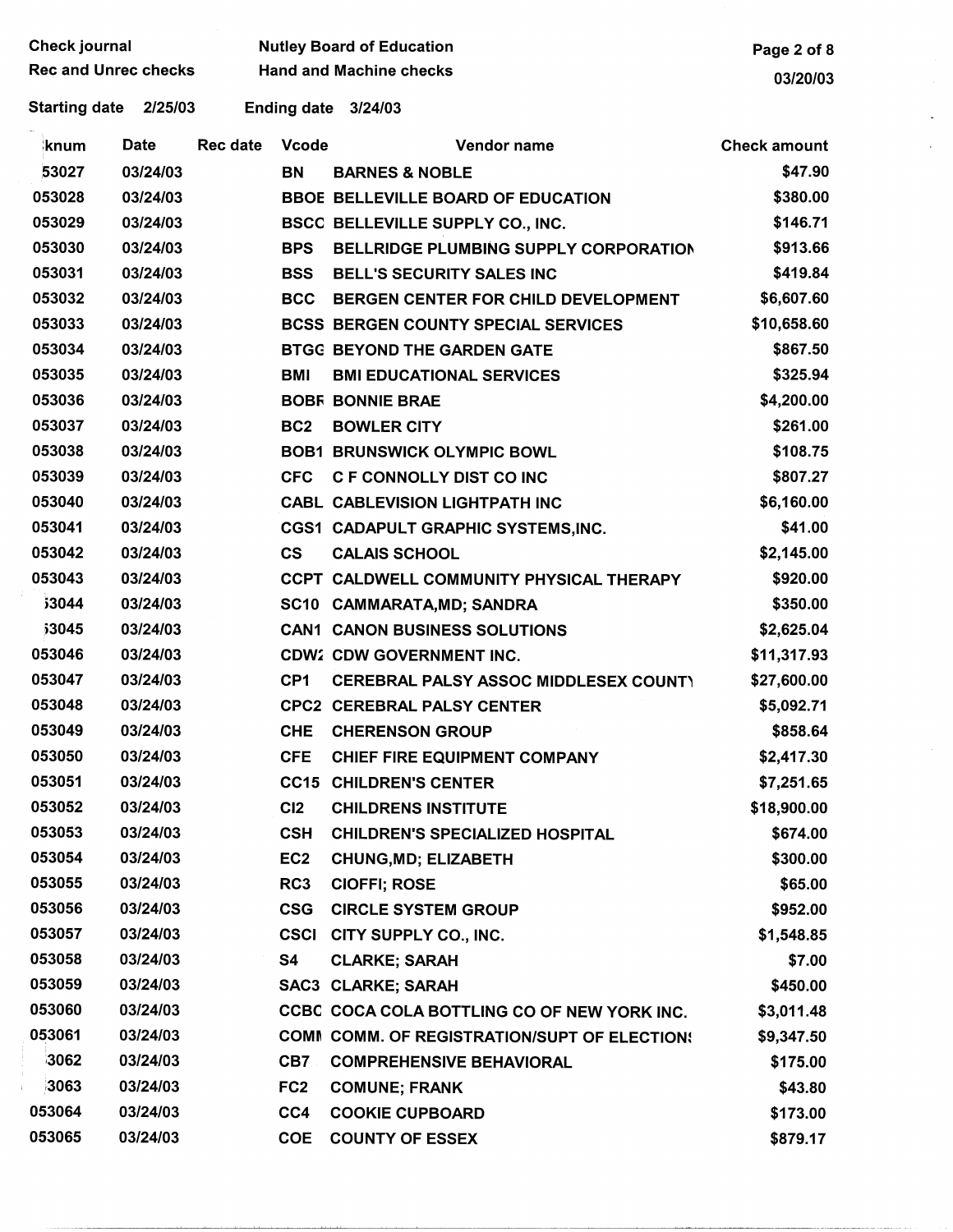Check journal
Rec and Unrec checks

Nutley Board of Education
Hand and Machine checks

03/20/03

Starting date 2/25/03 Ending date 3/24/03

| knum | Date | Rec date | Vcode | Vendor name | Check amount |
|---|---|---|---|---|---|
| 53027 | 03/24/03 | | BN | BARNES & NOBLE | $47.90 |
| 053028 | 03/24/03 | | BBOE | BELLEVILLE BOARD OF EDUCATION | $380.00 |
| 053029 | 03/24/03 | | BSCC | BELLEVILLE SUPPLY CO., INC. | $146.71 |
| 053030 | 03/24/03 | | BPS | BELLRIDGE PLUMBING SUPPLY CORPORATION | $913.66 |
| 053031 | 03/24/03 | | BSS | BELL'S SECURITY SALES INC | $419.84 |
| 053032 | 03/24/03 | | BCC | BERGEN CENTER FOR CHILD DEVELOPMENT | $6,607.60 |
| 053033 | 03/24/03 | | BCSS | BERGEN COUNTY SPECIAL SERVICES | $10,658.60 |
| 053034 | 03/24/03 | | BTGG | BEYOND THE GARDEN GATE | $867.50 |
| 053035 | 03/24/03 | | BMI | BMI EDUCATIONAL SERVICES | $325.94 |
| 053036 | 03/24/03 | | BOBR | BONNIE BRAE | $4,200.00 |
| 053037 | 03/24/03 | | BC2 | BOWLER CITY | $261.00 |
| 053038 | 03/24/03 | | BOB1 | BRUNSWICK OLYMPIC BOWL | $108.75 |
| 053039 | 03/24/03 | | CFC | C F CONNOLLY DIST CO INC | $807.27 |
| 053040 | 03/24/03 | | CABL | CABLEVISION LIGHTPATH INC | $6,160.00 |
| 053041 | 03/24/03 | | CGS1 | CADAPULT GRAPHIC SYSTEMS,INC. | $41.00 |
| 053042 | 03/24/03 | | CS | CALAIS SCHOOL | $2,145.00 |
| 053043 | 03/24/03 | | CCPT | CALDWELL COMMUNITY PHYSICAL THERAPY | $920.00 |
| 53044 | 03/24/03 | | SC10 | CAMMARATA,MD; SANDRA | $350.00 |
| 53045 | 03/24/03 | | CAN1 | CANON BUSINESS SOLUTIONS | $2,625.04 |
| 053046 | 03/24/03 | | CDW2 | CDW GOVERNMENT INC. | $11,317.93 |
| 053047 | 03/24/03 | | CP1 | CEREBRAL PALSY ASSOC MIDDLESEX COUNTY | $27,600.00 |
| 053048 | 03/24/03 | | CPC2 | CEREBRAL PALSY CENTER | $5,092.71 |
| 053049 | 03/24/03 | | CHE | CHERENSON GROUP | $858.64 |
| 053050 | 03/24/03 | | CFE | CHIEF FIRE EQUIPMENT COMPANY | $2,417.30 |
| 053051 | 03/24/03 | | CC15 | CHILDREN'S CENTER | $7,251.65 |
| 053052 | 03/24/03 | | CI2 | CHILDRENS INSTITUTE | $18,900.00 |
| 053053 | 03/24/03 | | CSH | CHILDREN'S SPECIALIZED HOSPITAL | $674.00 |
| 053054 | 03/24/03 | | EC2 | CHUNG,MD; ELIZABETH | $300.00 |
| 053055 | 03/24/03 | | RC3 | CIOFFI; ROSE | $65.00 |
| 053056 | 03/24/03 | | CSG | CIRCLE SYSTEM GROUP | $952.00 |
| 053057 | 03/24/03 | | CSCI | CITY SUPPLY CO., INC. | $1,548.85 |
| 053058 | 03/24/03 | | S4 | CLARKE; SARAH | $7.00 |
| 053059 | 03/24/03 | | SAC3 | CLARKE; SARAH | $450.00 |
| 053060 | 03/24/03 | | CCBC | COCA COLA BOTTLING CO OF NEW YORK INC. | $3,011.48 |
| 053061 | 03/24/03 | | COMM | COMM. OF REGISTRATION/SUPT OF ELECTIONS | $9,347.50 |
| 3062 | 03/24/03 | | CB7 | COMPREHENSIVE BEHAVIORAL | $175.00 |
| 3063 | 03/24/03 | | FC2 | COMUNE; FRANK | $43.80 |
| 053064 | 03/24/03 | | CC4 | COOKIE CUPBOARD | $173.00 |
| 053065 | 03/24/03 | | COE | COUNTY OF ESSEX | $879.17 |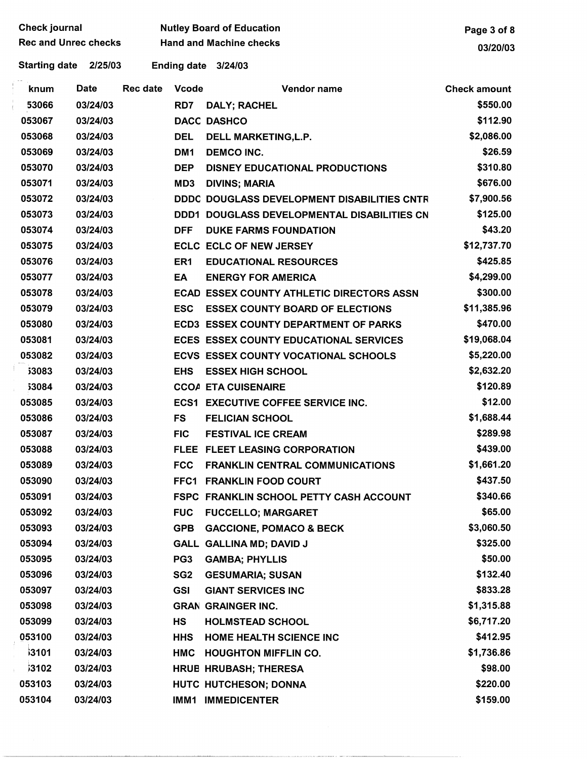Check journal — Nutley Board of Education

Rec and Unrec checks — Hand and Machine checks

Starting date 2/25/03 — Ending date 3/24/03

| knum | Date | Rec date | Vcode | Vendor name | Check amount |
|---|---|---|---|---|---|
| 53066 | 03/24/03 | | RD7 | DALY; RACHEL | $550.00 |
| 053067 | 03/24/03 | | DACC | DASHCO | $112.90 |
| 053068 | 03/24/03 | | DEL | DELL MARKETING,L.P. | $2,086.00 |
| 053069 | 03/24/03 | | DM1 | DEMCO INC. | $26.59 |
| 053070 | 03/24/03 | | DEP | DISNEY EDUCATIONAL PRODUCTIONS | $310.80 |
| 053071 | 03/24/03 | | MD3 | DIVINS; MARIA | $676.00 |
| 053072 | 03/24/03 | | DDDC | DOUGLASS DEVELOPMENT DISABILITIES CNTR | $7,900.56 |
| 053073 | 03/24/03 | | DDD1 | DOUGLASS DEVELOPMENTAL DISABILITIES CN | $125.00 |
| 053074 | 03/24/03 | | DFF | DUKE FARMS FOUNDATION | $43.20 |
| 053075 | 03/24/03 | | ECLC | ECLC OF NEW JERSEY | $12,737.70 |
| 053076 | 03/24/03 | | ER1 | EDUCATIONAL RESOURCES | $425.85 |
| 053077 | 03/24/03 | | EA | ENERGY FOR AMERICA | $4,299.00 |
| 053078 | 03/24/03 | | ECAD | ESSEX COUNTY ATHLETIC DIRECTORS ASSN | $300.00 |
| 053079 | 03/24/03 | | ESC | ESSEX COUNTY BOARD OF ELECTIONS | $11,385.96 |
| 053080 | 03/24/03 | | ECD3 | ESSEX COUNTY DEPARTMENT OF PARKS | $470.00 |
| 053081 | 03/24/03 | | ECES | ESSEX COUNTY EDUCATIONAL SERVICES | $19,068.04 |
| 053082 | 03/24/03 | | ECVS | ESSEX COUNTY VOCATIONAL SCHOOLS | $5,220.00 |
| 53083 | 03/24/03 | | EHS | ESSEX HIGH SCHOOL | $2,632.20 |
| 53084 | 03/24/03 | | CCOA | ETA CUISENAIRE | $120.89 |
| 053085 | 03/24/03 | | ECS1 | EXECUTIVE COFFEE SERVICE INC. | $12.00 |
| 053086 | 03/24/03 | | FS | FELICIAN SCHOOL | $1,688.44 |
| 053087 | 03/24/03 | | FIC | FESTIVAL ICE CREAM | $289.98 |
| 053088 | 03/24/03 | | FLEE | FLEET LEASING CORPORATION | $439.00 |
| 053089 | 03/24/03 | | FCC | FRANKLIN CENTRAL COMMUNICATIONS | $1,661.20 |
| 053090 | 03/24/03 | | FFC1 | FRANKLIN FOOD COURT | $437.50 |
| 053091 | 03/24/03 | | FSPC | FRANKLIN SCHOOL PETTY CASH ACCOUNT | $340.66 |
| 053092 | 03/24/03 | | FUC | FUCCELLO; MARGARET | $65.00 |
| 053093 | 03/24/03 | | GPB | GACCIONE, POMACO & BECK | $3,060.50 |
| 053094 | 03/24/03 | | GALL | GALLINA MD; DAVID J | $325.00 |
| 053095 | 03/24/03 | | PG3 | GAMBA; PHYLLIS | $50.00 |
| 053096 | 03/24/03 | | SG2 | GESUMARIA; SUSAN | $132.40 |
| 053097 | 03/24/03 | | GSI | GIANT SERVICES INC | $833.28 |
| 053098 | 03/24/03 | | GRAN | GRAINGER INC. | $1,315.88 |
| 053099 | 03/24/03 | | HS | HOLMSTEAD SCHOOL | $6,717.20 |
| 053100 | 03/24/03 | | HHS | HOME HEALTH SCIENCE INC | $412.95 |
| 53101 | 03/24/03 | | HMC | HOUGHTON MIFFLIN CO. | $1,736.86 |
| 53102 | 03/24/03 | | HRUB | HRUBASH; THERESA | $98.00 |
| 053103 | 03/24/03 | | HUTC | HUTCHESON; DONNA | $220.00 |
| 053104 | 03/24/03 | | IMM1 | IMMEDICENTER | $159.00 |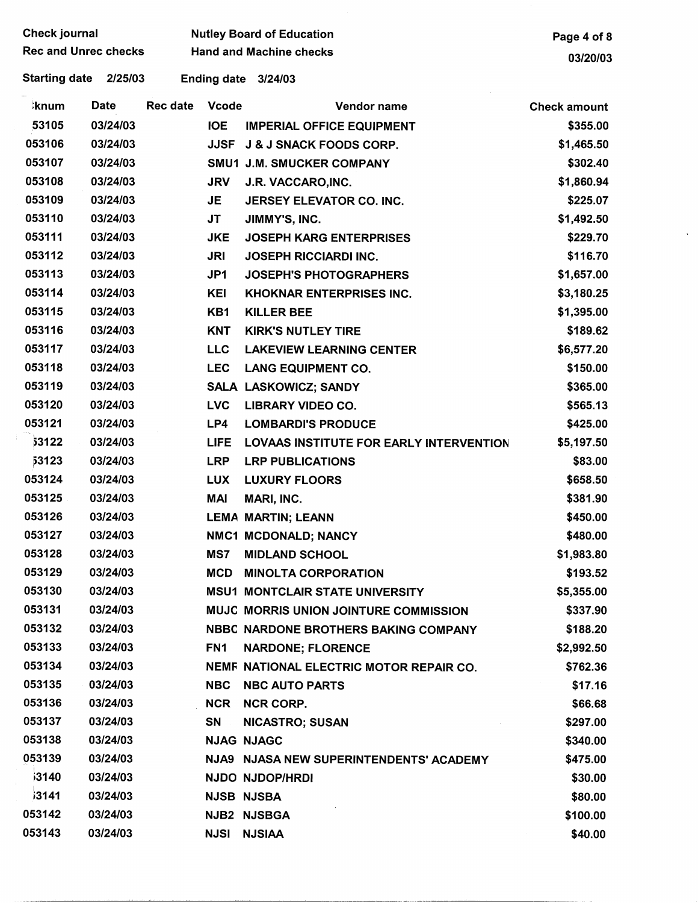Check journal | Nutley Board of Education
Rec and Unrec checks | Hand and Machine checks

03/20/03

Starting date 2/25/03 Ending date 3/24/03

| Chknum | Date | Rec date | Vcode | Vendor name | Check amount |
|---|---|---|---|---|---|
| 53105 | 03/24/03 | | IOE | IMPERIAL OFFICE EQUIPMENT | $355.00 |
| 053106 | 03/24/03 | | JJSF | J & J SNACK FOODS CORP. | $1,465.50 |
| 053107 | 03/24/03 | | SMU1 | J.M. SMUCKER COMPANY | $302.40 |
| 053108 | 03/24/03 | | JRV | J.R. VACCARO,INC. | $1,860.94 |
| 053109 | 03/24/03 | | JE | JERSEY ELEVATOR CO. INC. | $225.07 |
| 053110 | 03/24/03 | | JT | JIMMY'S, INC. | $1,492.50 |
| 053111 | 03/24/03 | | JKE | JOSEPH KARG ENTERPRISES | $229.70 |
| 053112 | 03/24/03 | | JRI | JOSEPH RICCIARDI INC. | $116.70 |
| 053113 | 03/24/03 | | JP1 | JOSEPH'S PHOTOGRAPHERS | $1,657.00 |
| 053114 | 03/24/03 | | KEI | KHOKNAR ENTERPRISES INC. | $3,180.25 |
| 053115 | 03/24/03 | | KB1 | KILLER BEE | $1,395.00 |
| 053116 | 03/24/03 | | KNT | KIRK'S NUTLEY TIRE | $189.62 |
| 053117 | 03/24/03 | | LLC | LAKEVIEW LEARNING CENTER | $6,577.20 |
| 053118 | 03/24/03 | | LEC | LANG EQUIPMENT CO. | $150.00 |
| 053119 | 03/24/03 | | SALA | LASKOWICZ; SANDY | $365.00 |
| 053120 | 03/24/03 | | LVC | LIBRARY VIDEO CO. | $565.13 |
| 053121 | 03/24/03 | | LP4 | LOMBARDI'S PRODUCE | $425.00 |
| 53122 | 03/24/03 | | LIFE | LOVAAS INSTITUTE FOR EARLY INTERVENTION | $5,197.50 |
| 53123 | 03/24/03 | | LRP | LRP PUBLICATIONS | $83.00 |
| 053124 | 03/24/03 | | LUX | LUXURY FLOORS | $658.50 |
| 053125 | 03/24/03 | | MAI | MARI, INC. | $381.90 |
| 053126 | 03/24/03 | | LEMA | MARTIN; LEANN | $450.00 |
| 053127 | 03/24/03 | | NMC1 | MCDONALD; NANCY | $480.00 |
| 053128 | 03/24/03 | | MS7 | MIDLAND SCHOOL | $1,983.80 |
| 053129 | 03/24/03 | | MCD | MINOLTA CORPORATION | $193.52 |
| 053130 | 03/24/03 | | MSU1 | MONTCLAIR STATE UNIVERSITY | $5,355.00 |
| 053131 | 03/24/03 | | MUJC | MORRIS UNION JOINTURE COMMISSION | $337.90 |
| 053132 | 03/24/03 | | NBBC | NARDONE BROTHERS BAKING COMPANY | $188.20 |
| 053133 | 03/24/03 | | FN1 | NARDONE; FLORENCE | $2,992.50 |
| 053134 | 03/24/03 | | NEMF | NATIONAL ELECTRIC MOTOR REPAIR CO. | $762.36 |
| 053135 | 03/24/03 | | NBC | NBC AUTO PARTS | $17.16 |
| 053136 | 03/24/03 | | NCR | NCR CORP. | $66.68 |
| 053137 | 03/24/03 | | SN | NICASTRO; SUSAN | $297.00 |
| 053138 | 03/24/03 | | NJAG | NJAGC | $340.00 |
| 053139 | 03/24/03 | | NJA9 | NJASA NEW SUPERINTENDENTS' ACADEMY | $475.00 |
| 53140 | 03/24/03 | | NJDO | NJDOP/HRDI | $30.00 |
| 53141 | 03/24/03 | | NJSB | NJSBA | $80.00 |
| 053142 | 03/24/03 | | NJB2 | NJSBGA | $100.00 |
| 053143 | 03/24/03 | | NJSI | NJSIAA | $40.00 |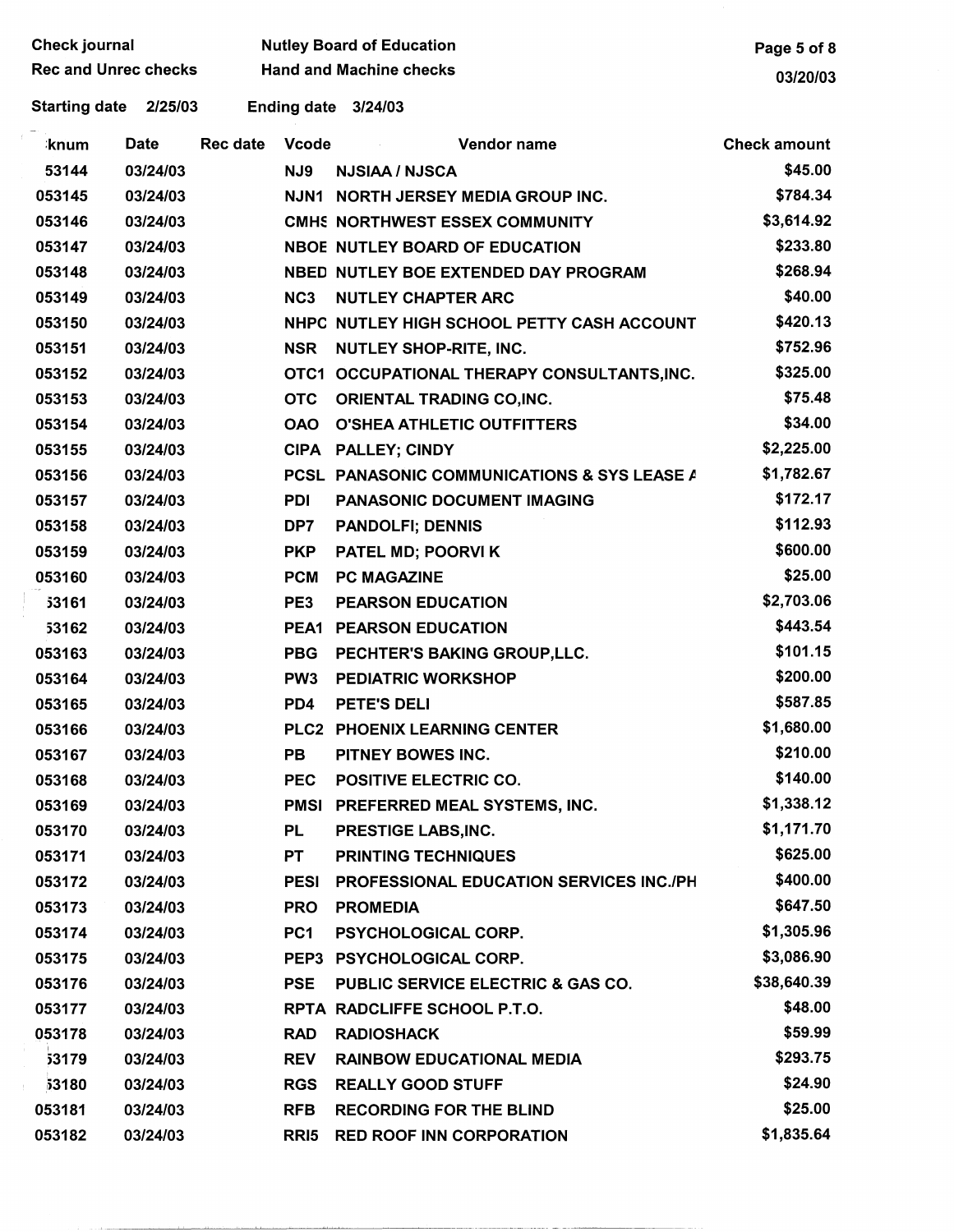Check journal | Nutley Board of Education
Rec and Unrec checks | Hand and Machine checks

Starting date 2/25/03 Ending date 3/24/03

| knum | Date | Rec date | Vcode | Vendor name | Check amount |
|---|---|---|---|---|---|
| 53144 | 03/24/03 | | NJ9 | NJSIAA / NJSCA | $45.00 |
| 053145 | 03/24/03 | | NJN1 | NORTH JERSEY MEDIA GROUP INC. | $784.34 |
| 053146 | 03/24/03 | | CMHS | NORTHWEST ESSEX COMMUNITY | $3,614.92 |
| 053147 | 03/24/03 | | NBOE | NUTLEY BOARD OF EDUCATION | $233.80 |
| 053148 | 03/24/03 | | NBED | NUTLEY BOE EXTENDED DAY PROGRAM | $268.94 |
| 053149 | 03/24/03 | | NC3 | NUTLEY CHAPTER ARC | $40.00 |
| 053150 | 03/24/03 | | NHPC | NUTLEY HIGH SCHOOL PETTY CASH ACCOUNT | $420.13 |
| 053151 | 03/24/03 | | NSR | NUTLEY SHOP-RITE, INC. | $752.96 |
| 053152 | 03/24/03 | | OTC1 | OCCUPATIONAL THERAPY CONSULTANTS,INC. | $325.00 |
| 053153 | 03/24/03 | | OTC | ORIENTAL TRADING CO,INC. | $75.48 |
| 053154 | 03/24/03 | | OAO | O'SHEA ATHLETIC OUTFITTERS | $34.00 |
| 053155 | 03/24/03 | | CIPA | PALLEY; CINDY | $2,225.00 |
| 053156 | 03/24/03 | | PCSL | PANASONIC COMMUNICATIONS & SYS LEASE A | $1,782.67 |
| 053157 | 03/24/03 | | PDI | PANASONIC DOCUMENT IMAGING | $172.17 |
| 053158 | 03/24/03 | | DP7 | PANDOLFI; DENNIS | $112.93 |
| 053159 | 03/24/03 | | PKP | PATEL MD; POORVI K | $600.00 |
| 053160 | 03/24/03 | | PCM | PC MAGAZINE | $25.00 |
| 53161 | 03/24/03 | | PE3 | PEARSON EDUCATION | $2,703.06 |
| 53162 | 03/24/03 | | PEA1 | PEARSON EDUCATION | $443.54 |
| 053163 | 03/24/03 | | PBG | PECHTER'S BAKING GROUP,LLC. | $101.15 |
| 053164 | 03/24/03 | | PW3 | PEDIATRIC WORKSHOP | $200.00 |
| 053165 | 03/24/03 | | PD4 | PETE'S DELI | $587.85 |
| 053166 | 03/24/03 | | PLC2 | PHOENIX LEARNING CENTER | $1,680.00 |
| 053167 | 03/24/03 | | PB | PITNEY BOWES INC. | $210.00 |
| 053168 | 03/24/03 | | PEC | POSITIVE ELECTRIC CO. | $140.00 |
| 053169 | 03/24/03 | | PMSI | PREFERRED MEAL SYSTEMS, INC. | $1,338.12 |
| 053170 | 03/24/03 | | PL | PRESTIGE LABS,INC. | $1,171.70 |
| 053171 | 03/24/03 | | PT | PRINTING TECHNIQUES | $625.00 |
| 053172 | 03/24/03 | | PESI | PROFESSIONAL EDUCATION SERVICES INC./PH | $400.00 |
| 053173 | 03/24/03 | | PRO | PROMEDIA | $647.50 |
| 053174 | 03/24/03 | | PC1 | PSYCHOLOGICAL CORP. | $1,305.96 |
| 053175 | 03/24/03 | | PEP3 | PSYCHOLOGICAL CORP. | $3,086.90 |
| 053176 | 03/24/03 | | PSE | PUBLIC SERVICE ELECTRIC & GAS CO. | $38,640.39 |
| 053177 | 03/24/03 | | RPTA | RADCLIFFE SCHOOL P.T.O. | $48.00 |
| 053178 | 03/24/03 | | RAD | RADIOSHACK | $59.99 |
| 53179 | 03/24/03 | | REV | RAINBOW EDUCATIONAL MEDIA | $293.75 |
| 53180 | 03/24/03 | | RGS | REALLY GOOD STUFF | $24.90 |
| 053181 | 03/24/03 | | RFB | RECORDING FOR THE BLIND | $25.00 |
| 053182 | 03/24/03 | | RRI5 | RED ROOF INN CORPORATION | $1,835.64 |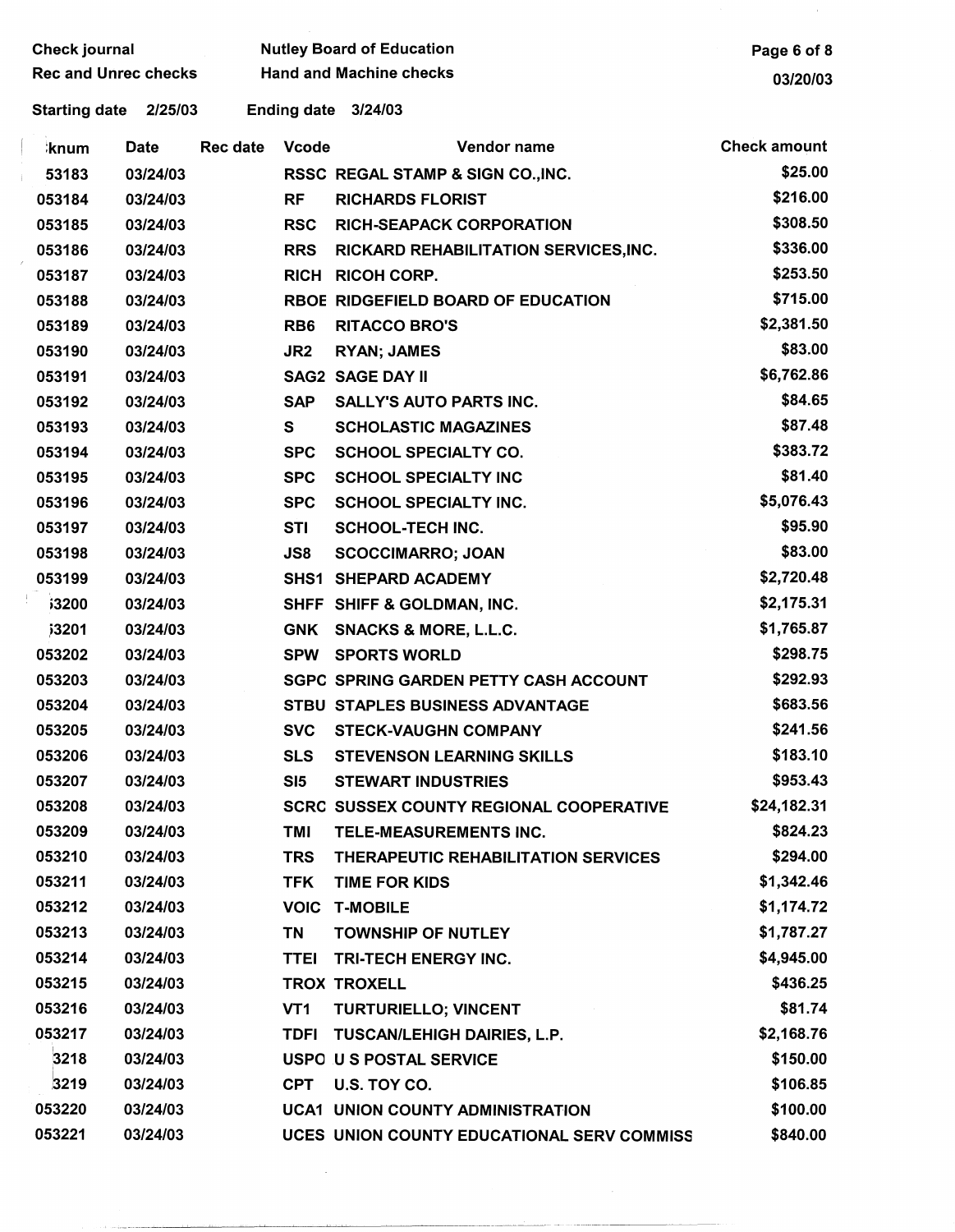Check journal | Nutley Board of Education
Rec and Unrec checks | Hand and Machine checks

Starting date 2/25/03 Ending date 3/24/03

| knum | Date | Rec date | Vcode | Vendor name | Check amount |
|---|---|---|---|---|---|
| 53183 | 03/24/03 | | RSSC | REGAL STAMP & SIGN CO.,INC. | $25.00 |
| 053184 | 03/24/03 | | RF | RICHARDS FLORIST | $216.00 |
| 053185 | 03/24/03 | | RSC | RICH-SEAPACK CORPORATION | $308.50 |
| 053186 | 03/24/03 | | RRS | RICKARD REHABILITATION SERVICES,INC. | $336.00 |
| 053187 | 03/24/03 | | RICH | RICOH CORP. | $253.50 |
| 053188 | 03/24/03 | | RBOE | RIDGEFIELD BOARD OF EDUCATION | $715.00 |
| 053189 | 03/24/03 | | RB6 | RITACCO BRO'S | $2,381.50 |
| 053190 | 03/24/03 | | JR2 | RYAN; JAMES | $83.00 |
| 053191 | 03/24/03 | | SAG2 | SAGE DAY II | $6,762.86 |
| 053192 | 03/24/03 | | SAP | SALLY'S AUTO PARTS INC. | $84.65 |
| 053193 | 03/24/03 | | S | SCHOLASTIC MAGAZINES | $87.48 |
| 053194 | 03/24/03 | | SPC | SCHOOL SPECIALTY CO. | $383.72 |
| 053195 | 03/24/03 | | SPC | SCHOOL SPECIALTY INC | $81.40 |
| 053196 | 03/24/03 | | SPC | SCHOOL SPECIALTY INC. | $5,076.43 |
| 053197 | 03/24/03 | | STI | SCHOOL-TECH INC. | $95.90 |
| 053198 | 03/24/03 | | JS8 | SCOCCIMARRO; JOAN | $83.00 |
| 053199 | 03/24/03 | | SHS1 | SHEPARD ACADEMY | $2,720.48 |
| 53200 | 03/24/03 | | SHFF | SHIFF & GOLDMAN, INC. | $2,175.31 |
| 53201 | 03/24/03 | | GNK | SNACKS & MORE, L.L.C. | $1,765.87 |
| 053202 | 03/24/03 | | SPW | SPORTS WORLD | $298.75 |
| 053203 | 03/24/03 | | SGPC | SPRING GARDEN PETTY CASH ACCOUNT | $292.93 |
| 053204 | 03/24/03 | | STBU | STAPLES BUSINESS ADVANTAGE | $683.56 |
| 053205 | 03/24/03 | | SVC | STECK-VAUGHN COMPANY | $241.56 |
| 053206 | 03/24/03 | | SLS | STEVENSON LEARNING SKILLS | $183.10 |
| 053207 | 03/24/03 | | SI5 | STEWART INDUSTRIES | $953.43 |
| 053208 | 03/24/03 | | SCRC | SUSSEX COUNTY REGIONAL COOPERATIVE | $24,182.31 |
| 053209 | 03/24/03 | | TMI | TELE-MEASUREMENTS INC. | $824.23 |
| 053210 | 03/24/03 | | TRS | THERAPEUTIC REHABILITATION SERVICES | $294.00 |
| 053211 | 03/24/03 | | TFK | TIME FOR KIDS | $1,342.46 |
| 053212 | 03/24/03 | | VOIC | T-MOBILE | $1,174.72 |
| 053213 | 03/24/03 | | TN | TOWNSHIP OF NUTLEY | $1,787.27 |
| 053214 | 03/24/03 | | TTEI | TRI-TECH ENERGY INC. | $4,945.00 |
| 053215 | 03/24/03 | | TROX | TROXELL | $436.25 |
| 053216 | 03/24/03 | | VT1 | TURTURIELLO; VINCENT | $81.74 |
| 053217 | 03/24/03 | | TDFI | TUSCAN/LEHIGH DAIRIES, L.P. | $2,168.76 |
| 3218 | 03/24/03 | | USPO | U S POSTAL SERVICE | $150.00 |
| 3219 | 03/24/03 | | CPT | U.S. TOY CO. | $106.85 |
| 053220 | 03/24/03 | | UCA1 | UNION COUNTY ADMINISTRATION | $100.00 |
| 053221 | 03/24/03 | | UCES | UNION COUNTY EDUCATIONAL SERV COMMISS | $840.00 |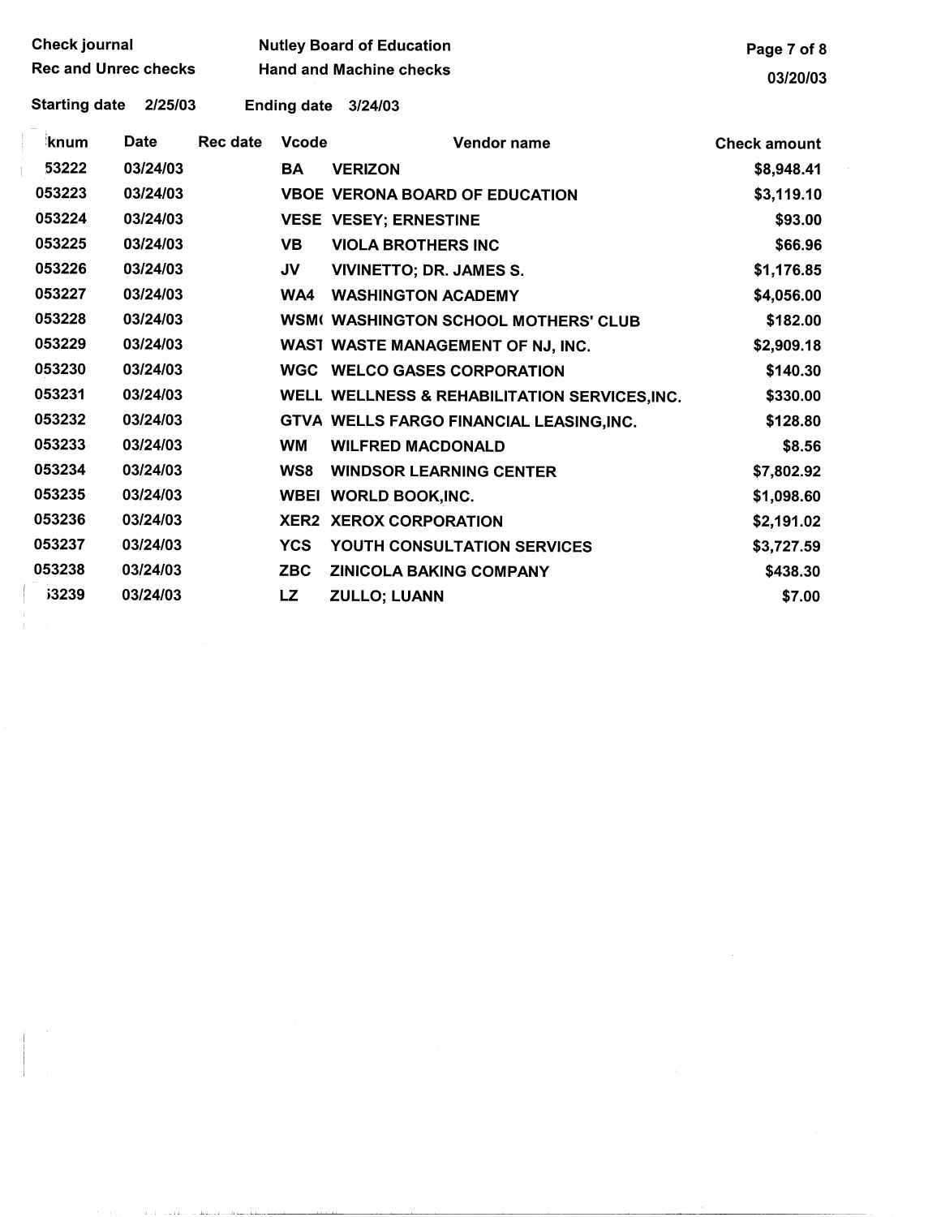| Chknum | Date | Rec date | Vcode | Vendor name | Check amount |
|---|---|---|---|---|---|
| 053222 | 03/24/03 | | BA | VERIZON | $8,948.41 |
| 053223 | 03/24/03 | | VBOE | VERONA BOARD OF EDUCATION | $3,119.10 |
| 053224 | 03/24/03 | | VESE | VESEY; ERNESTINE | $93.00 |
| 053225 | 03/24/03 | | VB | VIOLA BROTHERS INC | $66.96 |
| 053226 | 03/24/03 | | JV | VIVINETTO; DR. JAMES S. | $1,176.85 |
| 053227 | 03/24/03 | | WA4 | WASHINGTON ACADEMY | $4,056.00 |
| 053228 | 03/24/03 | | WSM( | WASHINGTON SCHOOL MOTHERS' CLUB | $182.00 |
| 053229 | 03/24/03 | | WAST | WASTE MANAGEMENT OF NJ, INC. | $2,909.18 |
| 053230 | 03/24/03 | | WGC | WELCO GASES CORPORATION | $140.30 |
| 053231 | 03/24/03 | | WELL | WELLNESS & REHABILITATION SERVICES,INC. | $330.00 |
| 053232 | 03/24/03 | | GTVA | WELLS FARGO FINANCIAL LEASING,INC. | $128.80 |
| 053233 | 03/24/03 | | WM | WILFRED MACDONALD | $8.56 |
| 053234 | 03/24/03 | | WS8 | WINDSOR LEARNING CENTER | $7,802.92 |
| 053235 | 03/24/03 | | WBEI | WORLD BOOK,INC. | $1,098.60 |
| 053236 | 03/24/03 | | XER2 | XEROX CORPORATION | $2,191.02 |
| 053237 | 03/24/03 | | YCS | YOUTH CONSULTATION SERVICES | $3,727.59 |
| 053238 | 03/24/03 | | ZBC | ZINICOLA BAKING COMPANY | $438.30 |
| 053239 | 03/24/03 | | LZ | ZULLO; LUANN | $7.00 |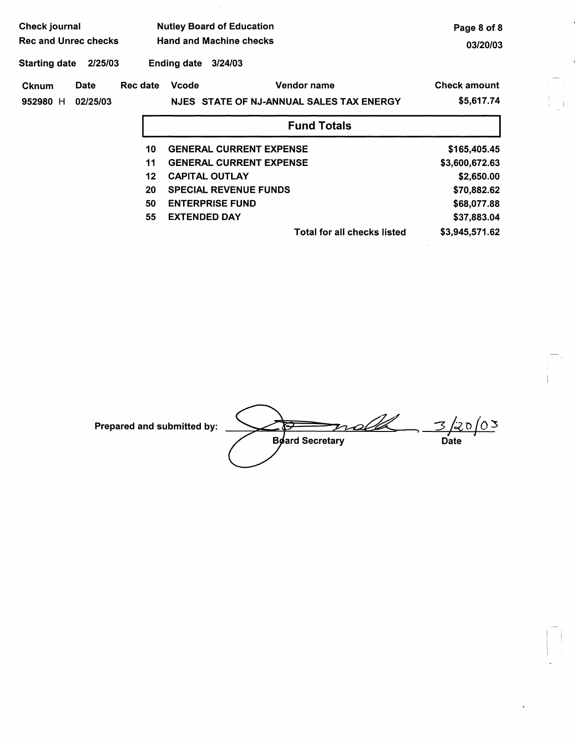Check journal
Rec and Unrec checks

Nutley Board of Education
Hand and Machine checks

03/20/03

Starting date 2/25/03 Ending date 3/24/03

| Cknum | Date | Rec date | Vcode | Vendor name | Check amount |
|---|---|---|---|---|---|
| 952980 H | 02/25/03 | | NJES | STATE OF NJ-ANNUAL SALES TAX ENERGY | $5,617.74 |

**Fund Totals**

| | | |
|---|---|---|
| 10 | GENERAL CURRENT EXPENSE | $165,405.45 |
| 11 | GENERAL CURRENT EXPENSE | $3,600,672.63 |
| 12 | CAPITAL OUTLAY | $2,650.00 |
| 20 | SPECIAL REVENUE FUNDS | $70,882.62 |
| 50 | ENTERPRISE FUND | $68,077.88 |
| 55 | EXTENDED DAY | $37,883.04 |
| | Total for all checks listed | $3,945,571.62 |

Prepared and submitted by: ______________________ 3/20/03
Board Secretary Date